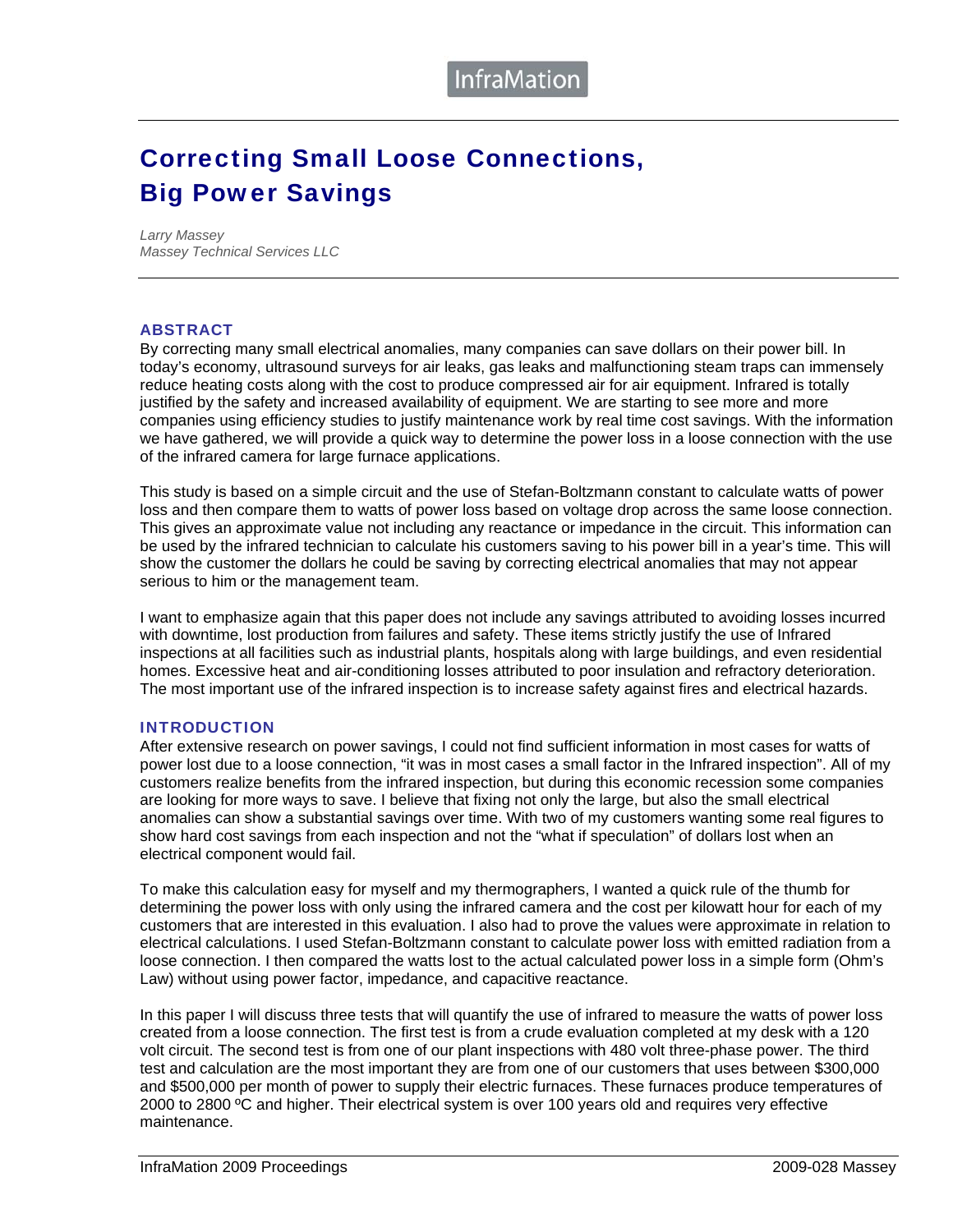# Correcting Small Loose Connections, Big Power Savings

*Larry Massey*
*Massey Technical Services LLC*

## ABSTRACT

By correcting many small electrical anomalies, many companies can save dollars on their power bill. In today's economy, ultrasound surveys for air leaks, gas leaks and malfunctioning steam traps can immensely reduce heating costs along with the cost to produce compressed air for air equipment. Infrared is totally justified by the safety and increased availability of equipment. We are starting to see more and more companies using efficiency studies to justify maintenance work by real time cost savings. With the information we have gathered, we will provide a quick way to determine the power loss in a loose connection with the use of the infrared camera for large furnace applications.

This study is based on a simple circuit and the use of Stefan-Boltzmann constant to calculate watts of power loss and then compare them to watts of power loss based on voltage drop across the same loose connection. This gives an approximate value not including any reactance or impedance in the circuit. This information can be used by the infrared technician to calculate his customers saving to his power bill in a year's time. This will show the customer the dollars he could be saving by correcting electrical anomalies that may not appear serious to him or the management team.

I want to emphasize again that this paper does not include any savings attributed to avoiding losses incurred with downtime, lost production from failures and safety. These items strictly justify the use of Infrared inspections at all facilities such as industrial plants, hospitals along with large buildings, and even residential homes. Excessive heat and air-conditioning losses attributed to poor insulation and refractory deterioration. The most important use of the infrared inspection is to increase safety against fires and electrical hazards.

## INTRODUCTION

After extensive research on power savings, I could not find sufficient information in most cases for watts of power lost due to a loose connection, "it was in most cases a small factor in the Infrared inspection". All of my customers realize benefits from the infrared inspection, but during this economic recession some companies are looking for more ways to save. I believe that fixing not only the large, but also the small electrical anomalies can show a substantial savings over time. With two of my customers wanting some real figures to show hard cost savings from each inspection and not the "what if speculation" of dollars lost when an electrical component would fail.

To make this calculation easy for myself and my thermographers, I wanted a quick rule of the thumb for determining the power loss with only using the infrared camera and the cost per kilowatt hour for each of my customers that are interested in this evaluation. I also had to prove the values were approximate in relation to electrical calculations. I used Stefan-Boltzmann constant to calculate power loss with emitted radiation from a loose connection. I then compared the watts lost to the actual calculated power loss in a simple form (Ohm's Law) without using power factor, impedance, and capacitive reactance.

In this paper I will discuss three tests that will quantify the use of infrared to measure the watts of power loss created from a loose connection. The first test is from a crude evaluation completed at my desk with a 120 volt circuit. The second test is from one of our plant inspections with 480 volt three-phase power. The third test and calculation are the most important they are from one of our customers that uses between $300,000 and $500,000 per month of power to supply their electric furnaces. These furnaces produce temperatures of 2000 to 2800 ºC and higher. Their electrical system is over 100 years old and requires very effective maintenance.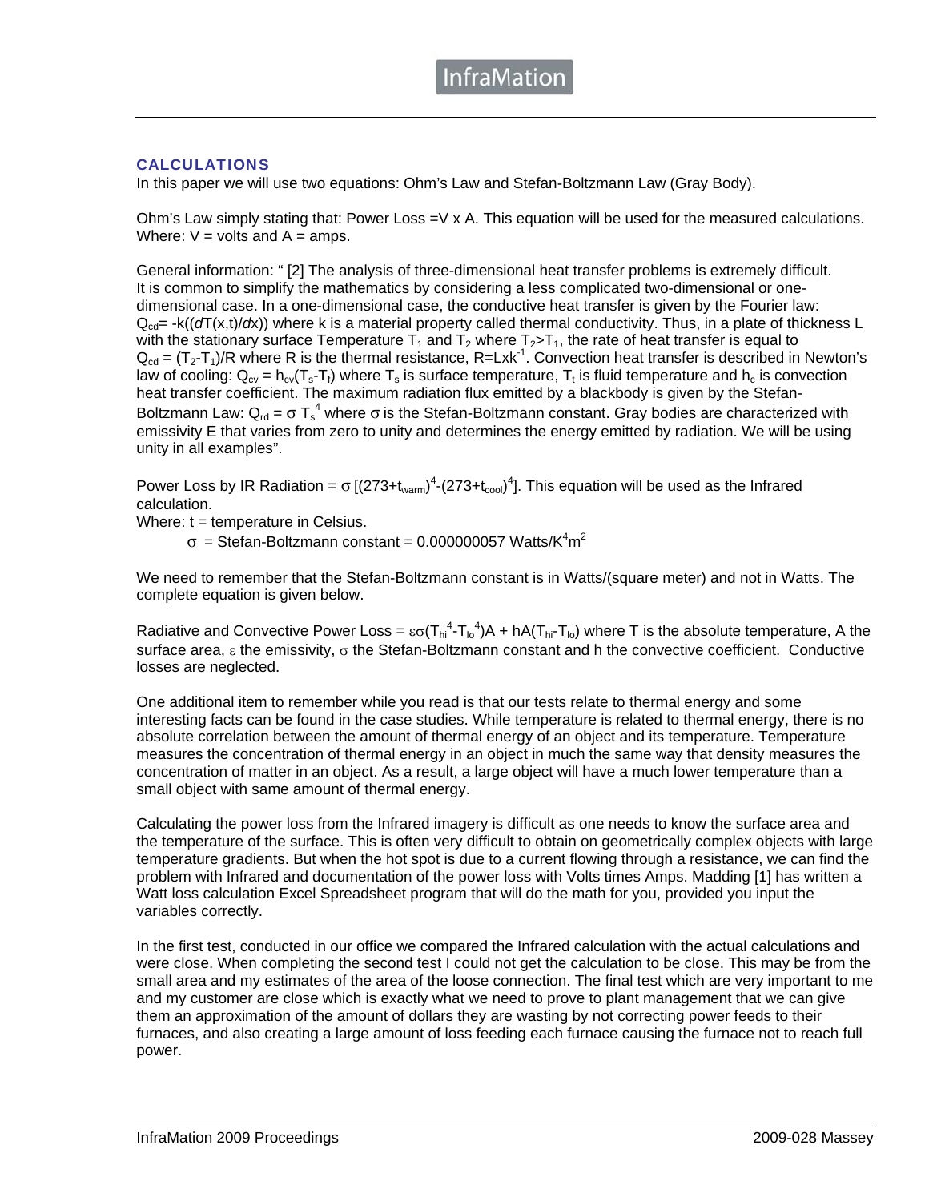## CALCULATIONS

In this paper we will use two equations: Ohm's Law and Stefan-Boltzmann Law (Gray Body).

Ohm's Law simply stating that: Power Loss =V x A. This equation will be used for the measured calculations. Where: V = volts and A = amps.

General information: " [2] The analysis of three-dimensional heat transfer problems is extremely difficult. It is common to simplify the mathematics by considering a less complicated two-dimensional or one-dimensional case. In a one-dimensional case, the conductive heat transfer is given by the Fourier law: $Q_{cd}= -k((dT(x,t)/dx))$ where k is a material property called thermal conductivity. Thus, in a plate of thickness L with the stationary surface Temperature $T_1$ and $T_2$ where $T_2>T_1$, the rate of heat transfer is equal to $Q_{cd} = (T_2-T_1)/R$ where R is the thermal resistance, $R=Lxk^{-1}$. Convection heat transfer is described in Newton's law of cooling: $Q_{cv} = h_{cv}(T_s-T_f)$ where $T_s$ is surface temperature, $T_t$ is fluid temperature and $h_c$ is convection heat transfer coefficient. The maximum radiation flux emitted by a blackbody is given by the Stefan-Boltzmann Law: $Q_{rd} = \sigma T_s^4$ where $\sigma$ is the Stefan-Boltzmann constant. Gray bodies are characterized with emissivity E that varies from zero to unity and determines the energy emitted by radiation. We will be using unity in all examples".

Power Loss by IR Radiation = $\sigma[(273+t_{warm})^4-(273+t_{cool})^4]$. This equation will be used as the Infrared calculation.

Where: t = temperature in Celsius.

$\sigma$ = Stefan-Boltzmann constant = 0.000000057 Watts/$K^4m^2$

We need to remember that the Stefan-Boltzmann constant is in Watts/(square meter) and not in Watts. The complete equation is given below.

Radiative and Convective Power Loss = $\varepsilon\sigma(T_{hi}^4-T_{lo}^4)A + hA(T_{hi}-T_{lo})$ where T is the absolute temperature, A the surface area, $\varepsilon$ the emissivity, $\sigma$ the Stefan-Boltzmann constant and h the convective coefficient. Conductive losses are neglected.

One additional item to remember while you read is that our tests relate to thermal energy and some interesting facts can be found in the case studies. While temperature is related to thermal energy, there is no absolute correlation between the amount of thermal energy of an object and its temperature. Temperature measures the concentration of thermal energy in an object in much the same way that density measures the concentration of matter in an object. As a result, a large object will have a much lower temperature than a small object with same amount of thermal energy.

Calculating the power loss from the Infrared imagery is difficult as one needs to know the surface area and the temperature of the surface. This is often very difficult to obtain on geometrically complex objects with large temperature gradients. But when the hot spot is due to a current flowing through a resistance, we can find the problem with Infrared and documentation of the power loss with Volts times Amps. Madding [1] has written a Watt loss calculation Excel Spreadsheet program that will do the math for you, provided you input the variables correctly.

In the first test, conducted in our office we compared the Infrared calculation with the actual calculations and were close. When completing the second test I could not get the calculation to be close. This may be from the small area and my estimates of the area of the loose connection. The final test which are very important to me and my customer are close which is exactly what we need to prove to plant management that we can give them an approximation of the amount of dollars they are wasting by not correcting power feeds to their furnaces, and also creating a large amount of loss feeding each furnace causing the furnace not to reach full power.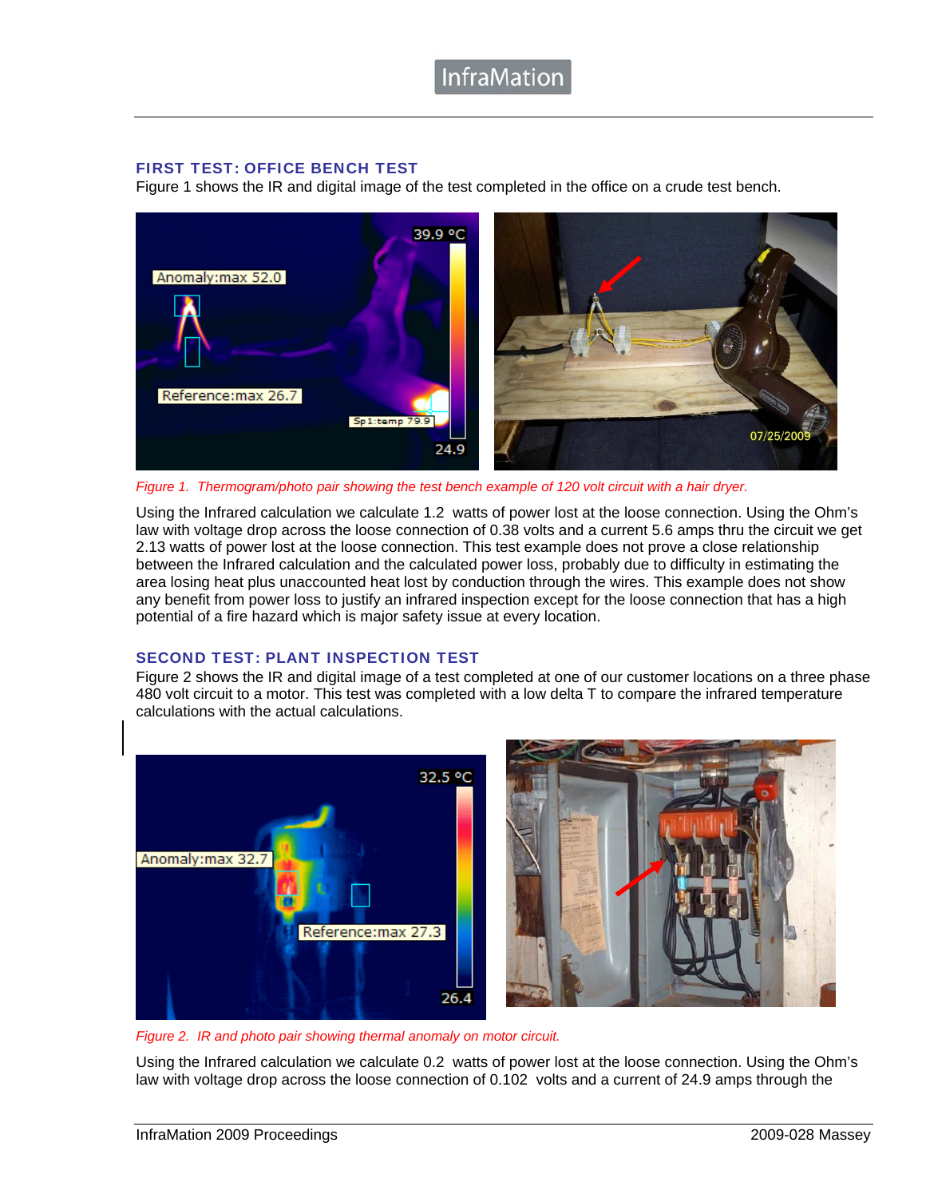## FIRST TEST: OFFICE BENCH TEST

Figure 1 shows the IR and digital image of the test completed in the office on a crude test bench.

*Figure 1. Thermogram/photo pair showing the test bench example of 120 volt circuit with a hair dryer.*

Using the Infrared calculation we calculate 1.2 watts of power lost at the loose connection. Using the Ohm's law with voltage drop across the loose connection of 0.38 volts and a current 5.6 amps thru the circuit we get 2.13 watts of power lost at the loose connection. This test example does not prove a close relationship between the Infrared calculation and the calculated power loss, probably due to difficulty in estimating the area losing heat plus unaccounted heat lost by conduction through the wires. This example does not show any benefit from power loss to justify an infrared inspection except for the loose connection that has a high potential of a fire hazard which is major safety issue at every location.

## SECOND TEST: PLANT INSPECTION TEST

Figure 2 shows the IR and digital image of a test completed at one of our customer locations on a three phase 480 volt circuit to a motor. This test was completed with a low delta T to compare the infrared temperature calculations with the actual calculations.

*Figure 2. IR and photo pair showing thermal anomaly on motor circuit.*

Using the Infrared calculation we calculate 0.2 watts of power lost at the loose connection. Using the Ohm's law with voltage drop across the loose connection of 0.102 volts and a current of 24.9 amps through the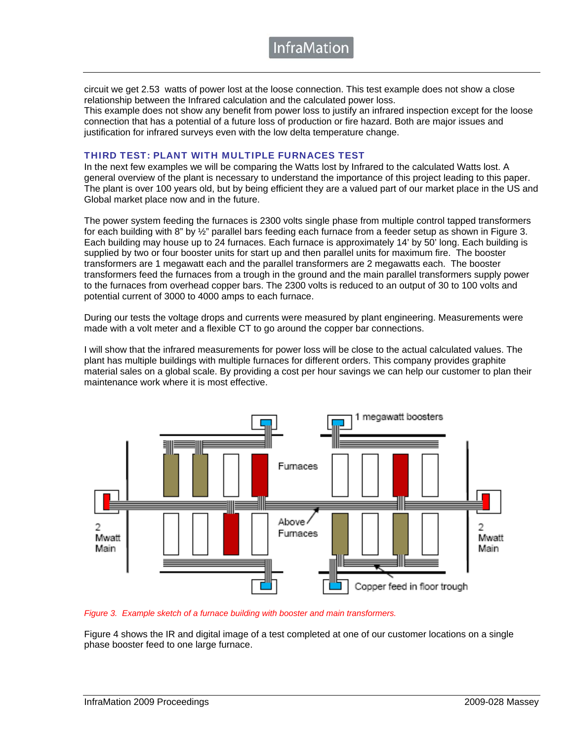circuit we get 2.53 watts of power lost at the loose connection. This test example does not show a close relationship between the Infrared calculation and the calculated power loss.
This example does not show any benefit from power loss to justify an infrared inspection except for the loose connection that has a potential of a future loss of production or fire hazard. Both are major issues and justification for infrared surveys even with the low delta temperature change.

### THIRD TEST: PLANT WITH MULTIPLE FURNACES TEST

In the next few examples we will be comparing the Watts lost by Infrared to the calculated Watts lost. A general overview of the plant is necessary to understand the importance of this project leading to this paper. The plant is over 100 years old, but by being efficient they are a valued part of our market place in the US and Global market place now and in the future.

The power system feeding the furnaces is 2300 volts single phase from multiple control tapped transformers for each building with 8" by ½" parallel bars feeding each furnace from a feeder setup as shown in Figure 3. Each building may house up to 24 furnaces. Each furnace is approximately 14' by 50' long. Each building is supplied by two or four booster units for start up and then parallel units for maximum fire. The booster transformers are 1 megawatt each and the parallel transformers are 2 megawatts each. The booster transformers feed the furnaces from a trough in the ground and the main parallel transformers supply power to the furnaces from overhead copper bars. The 2300 volts is reduced to an output of 30 to 100 volts and potential current of 3000 to 4000 amps to each furnace.

During our tests the voltage drops and currents were measured by plant engineering. Measurements were made with a volt meter and a flexible CT to go around the copper bar connections.

I will show that the infrared measurements for power loss will be close to the actual calculated values. The plant has multiple buildings with multiple furnaces for different orders. This company provides graphite material sales on a global scale. By providing a cost per hour savings we can help our customer to plan their maintenance work where it is most effective.

*Figure 3. Example sketch of a furnace building with booster and main transformers.*

Figure 4 shows the IR and digital image of a test completed at one of our customer locations on a single phase booster feed to one large furnace.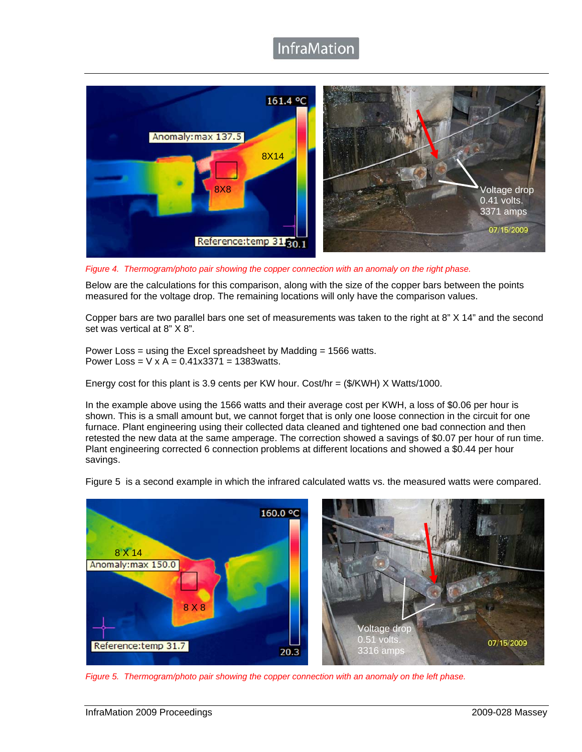*Figure 4. Thermogram/photo pair showing the copper connection with an anomaly on the right phase.*

Below are the calculations for this comparison, along with the size of the copper bars between the points measured for the voltage drop. The remaining locations will only have the comparison values.

Copper bars are two parallel bars one set of measurements was taken to the right at 8" X 14" and the second set was vertical at 8" X 8".

Power Loss = using the Excel spreadsheet by Madding = 1566 watts.
Power Loss = V x A = 0.41x3371 = 1383watts.

Energy cost for this plant is 3.9 cents per KW hour. Cost/hr = ($/KWH) X Watts/1000.

In the example above using the 1566 watts and their average cost per KWH, a loss of $0.06 per hour is shown. This is a small amount but, we cannot forget that is only one loose connection in the circuit for one furnace. Plant engineering using their collected data cleaned and tightened one bad connection and then retested the new data at the same amperage. The correction showed a savings of $0.07 per hour of run time. Plant engineering corrected 6 connection problems at different locations and showed a $0.44 per hour savings.

Figure 5 is a second example in which the infrared calculated watts vs. the measured watts were compared.

*Figure 5. Thermogram/photo pair showing the copper connection with an anomaly on the left phase.*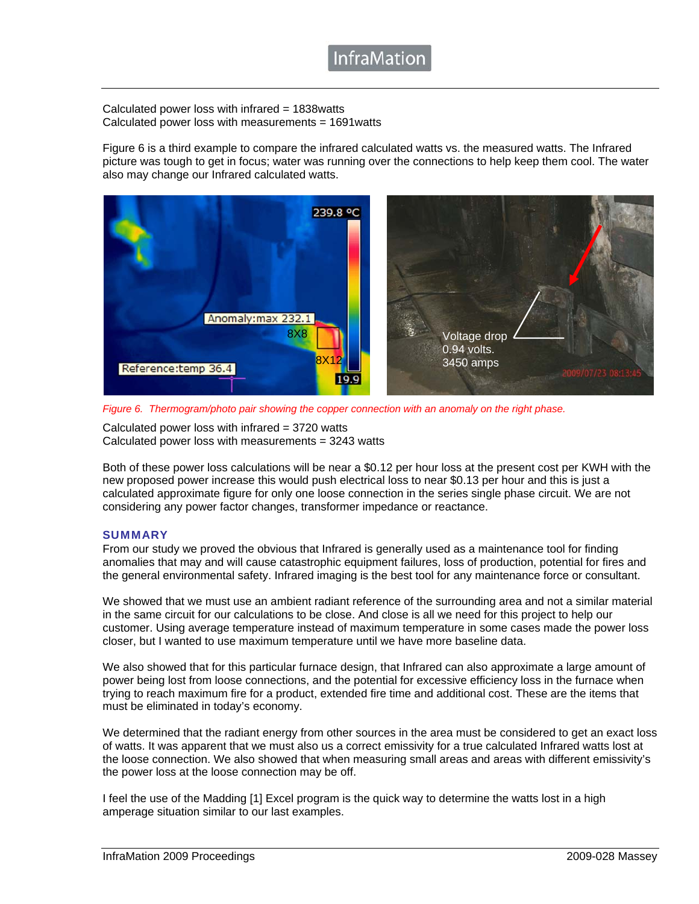Calculated power loss with infrared = 1838watts
Calculated power loss with measurements = 1691watts

Figure 6 is a third example to compare the infrared calculated watts vs. the measured watts. The Infrared picture was tough to get in focus; water was running over the connections to help keep them cool. The water also may change our Infrared calculated watts.

*Figure 6. Thermogram/photo pair showing the copper connection with an anomaly on the right phase.*

Calculated power loss with infrared = 3720 watts
Calculated power loss with measurements = 3243 watts

Both of these power loss calculations will be near a $0.12 per hour loss at the present cost per KWH with the new proposed power increase this would push electrical loss to near $0.13 per hour and this is just a calculated approximate figure for only one loose connection in the series single phase circuit. We are not considering any power factor changes, transformer impedance or reactance.

## SUMMARY

From our study we proved the obvious that Infrared is generally used as a maintenance tool for finding anomalies that may and will cause catastrophic equipment failures, loss of production, potential for fires and the general environmental safety. Infrared imaging is the best tool for any maintenance force or consultant.

We showed that we must use an ambient radiant reference of the surrounding area and not a similar material in the same circuit for our calculations to be close. And close is all we need for this project to help our customer. Using average temperature instead of maximum temperature in some cases made the power loss closer, but I wanted to use maximum temperature until we have more baseline data.

We also showed that for this particular furnace design, that Infrared can also approximate a large amount of power being lost from loose connections, and the potential for excessive efficiency loss in the furnace when trying to reach maximum fire for a product, extended fire time and additional cost. These are the items that must be eliminated in today's economy.

We determined that the radiant energy from other sources in the area must be considered to get an exact loss of watts. It was apparent that we must also us a correct emissivity for a true calculated Infrared watts lost at the loose connection. We also showed that when measuring small areas and areas with different emissivity's the power loss at the loose connection may be off.

I feel the use of the Madding [1] Excel program is the quick way to determine the watts lost in a high amperage situation similar to our last examples.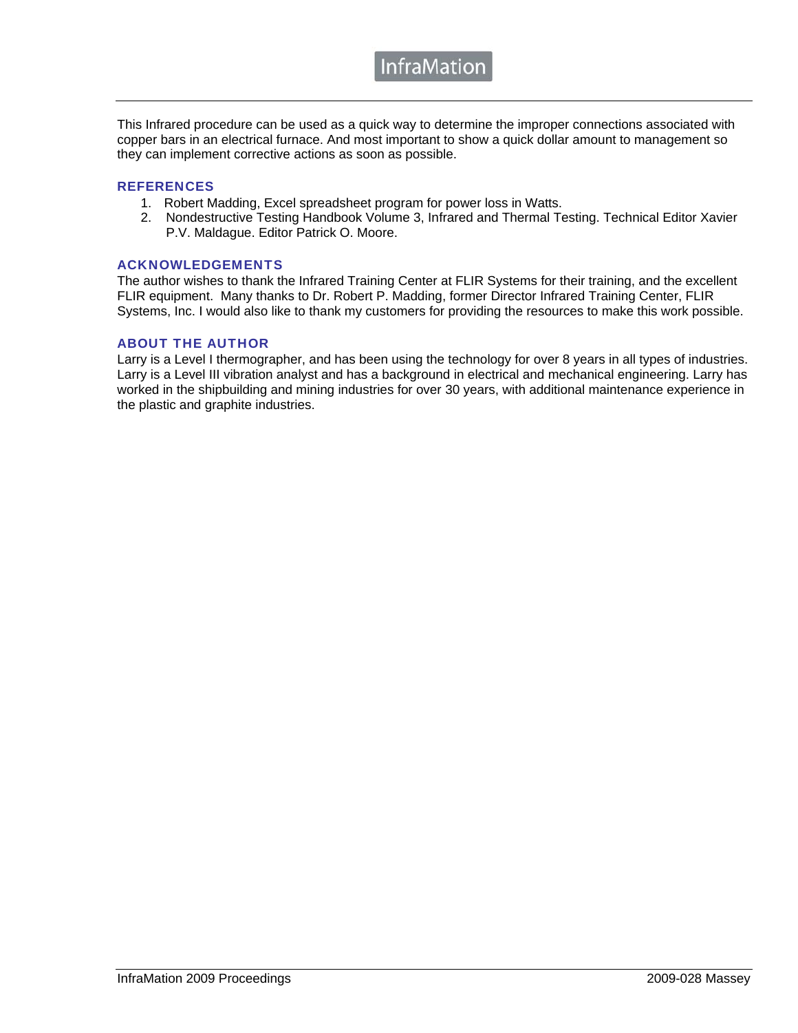This Infrared procedure can be used as a quick way to determine the improper connections associated with copper bars in an electrical furnace. And most important to show a quick dollar amount to management so they can implement corrective actions as soon as possible.

## REFERENCES

1. Robert Madding, Excel spreadsheet program for power loss in Watts.
2. Nondestructive Testing Handbook Volume 3, Infrared and Thermal Testing. Technical Editor Xavier P.V. Maldague. Editor Patrick O. Moore.

## ACKNOWLEDGEMENTS

The author wishes to thank the Infrared Training Center at FLIR Systems for their training, and the excellent FLIR equipment. Many thanks to Dr. Robert P. Madding, former Director Infrared Training Center, FLIR Systems, Inc. I would also like to thank my customers for providing the resources to make this work possible.

## ABOUT THE AUTHOR

Larry is a Level I thermographer, and has been using the technology for over 8 years in all types of industries. Larry is a Level III vibration analyst and has a background in electrical and mechanical engineering. Larry has worked in the shipbuilding and mining industries for over 30 years, with additional maintenance experience in the plastic and graphite industries.